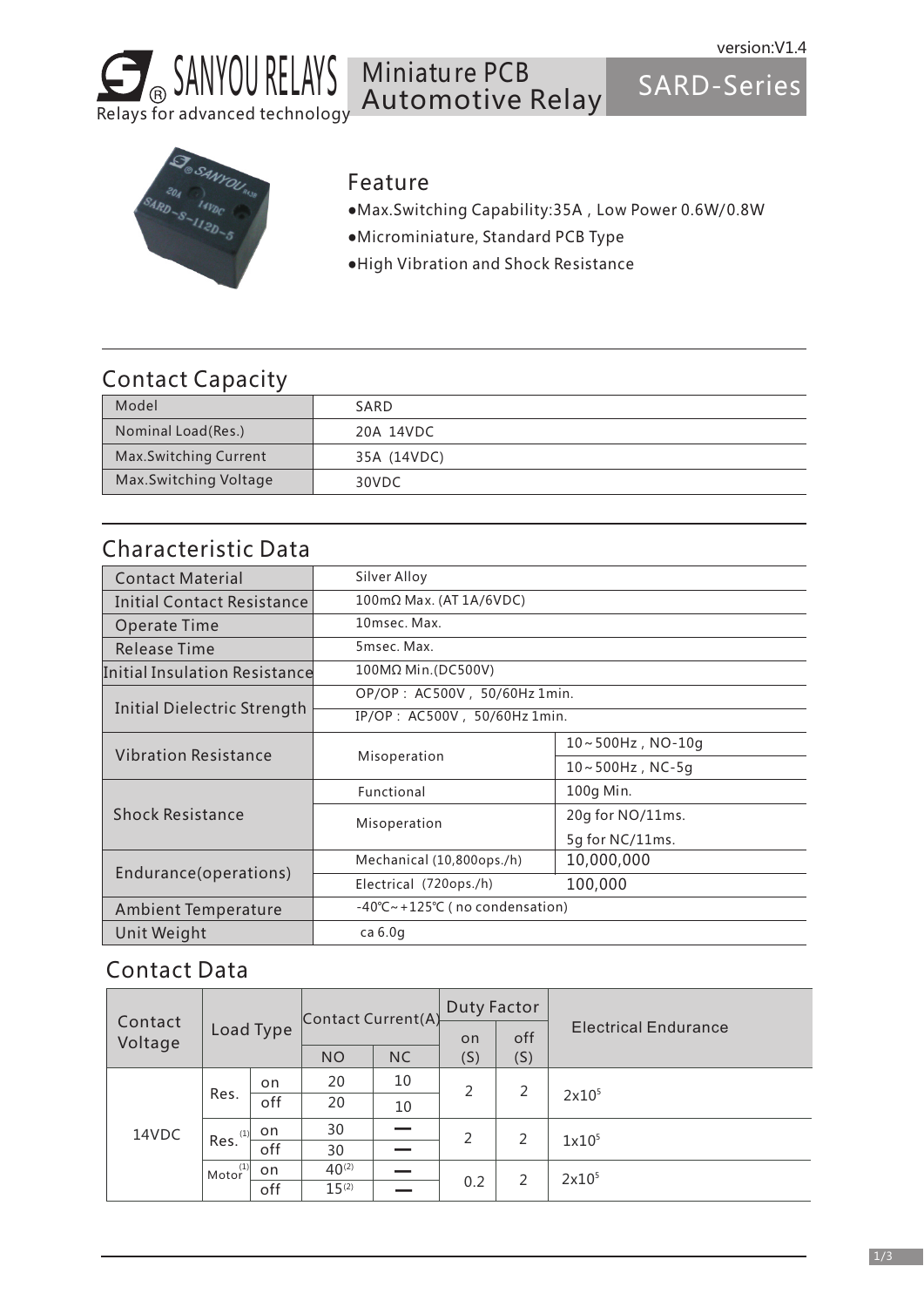SANYOU RELAYS
Relays for advanced technology

version:V1.4

# Miniature PCB Automotive Relay

# SARD-Series

## Feature

- Max.Switching Capability:35A，Low Power 0.6W/0.8W
- Microminiature, Standard PCB Type
- High Vibration and Shock Resistance

## Contact Capacity

| Model | SARD |
|---|---|
| Nominal Load(Res.) | 20A 14VDC |
| Max.Switching Current | 35A (14VDC) |
| Max.Switching Voltage | 30VDC |

## Characteristic Data

| | | |
|---|---|---|
| Contact Material | Silver Alloy | |
| Initial Contact Resistance | 100mΩ Max. (AT 1A/6VDC) | |
| Operate Time | 10msec. Max. | |
| Release Time | 5msec. Max. | |
| Initial Insulation Resistance | 100MΩ Min.(DC500V) | |
| Initial Dielectric Strength | OP/OP：AC500V，50/60Hz 1min. | |
| | IP/OP：AC500V，50/60Hz 1min. | |
| Vibration Resistance | Misoperation | 10～500Hz，NO-10g |
| | | 10～500Hz，NC-5g |
| Shock Resistance | Functional | 100g Min. |
| | Misoperation | 20g for NO/11ms. |
| | | 5g for NC/11ms. |
| Endurance(operations) | Mechanical (10,800ops./h) | 10,000,000 |
| | Electrical (720ops./h) | 100,000 |
| Ambient Temperature | -40℃～+125℃ ( no condensation) | |
| Unit Weight | ca 6.0g | |

## Contact Data

| Contact Voltage | Load Type | | Contact Current(A) | | Duty Factor | | Electrical Endurance |
|---|---|---|---|---|---|---|---|
| | | | NO | NC | on (S) | off (S) | |
| 14VDC | Res. | on | 20 | 10 | 2 | 2 | $2x10^5$ |
| | | off | 20 | 10 | | | |
| | Res.(1) | on | 30 | — | 2 | 2 | $1x10^5$ |
| | | off | 30 | — | | | |
| | Motor(1) | on | 40(2) | — | 0.2 | 2 | $2x10^5$ |
| | | off | 15(2) | — | | | |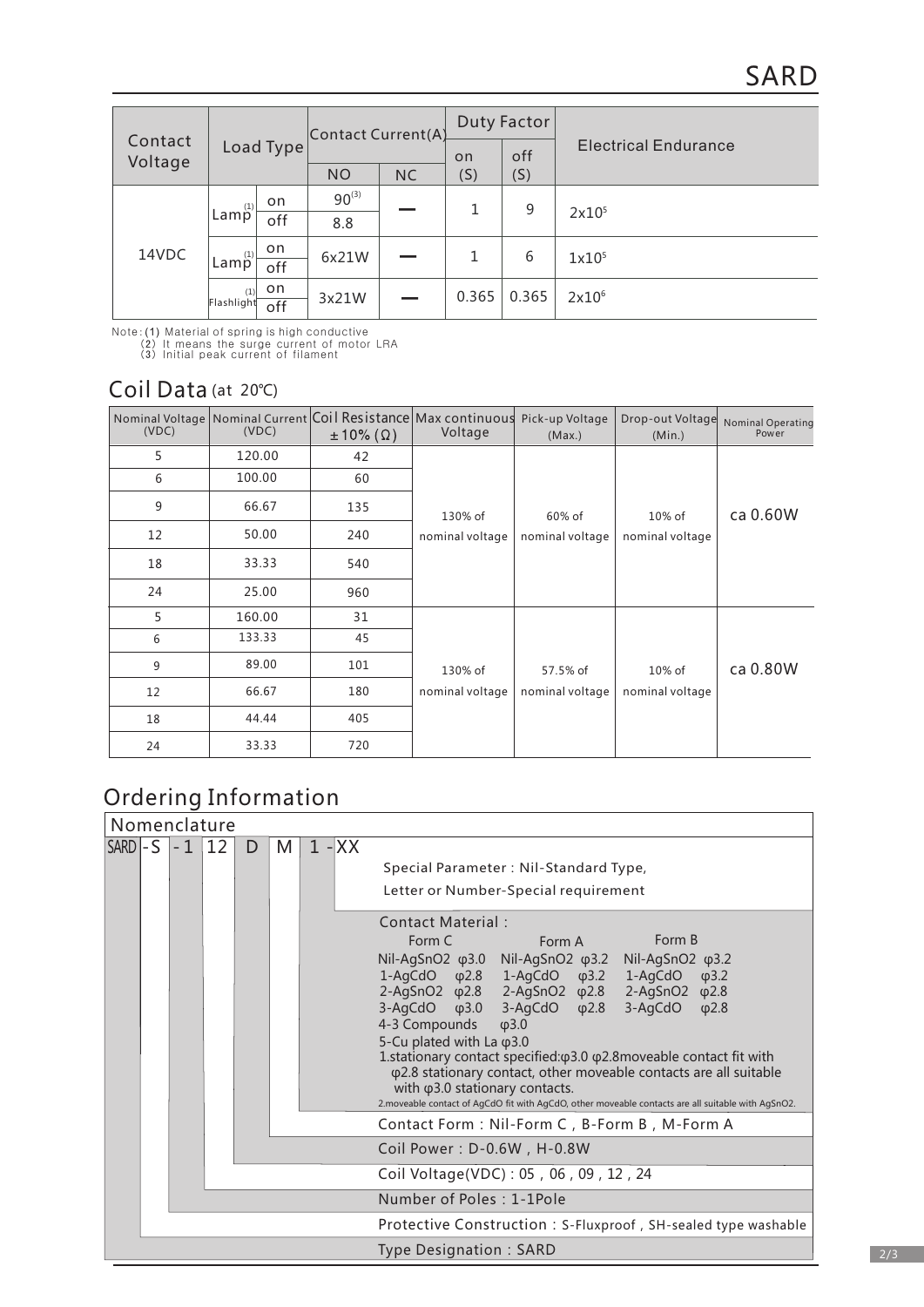# SARD

| Contact Voltage | Load Type | | Contact Current(A) | | Duty Factor | | Electrical Endurance |
|---|---|---|---|---|---|---|---|
| | | | NO | NC | on (S) | off (S) | |
| 14VDC | Lamp(1) | on | $90^{(3)}$ | — | 1 | 9 | $2x10^5$ |
| | | off | 8.8 | | | | |
| | Lamp(1) | on | 6x21W | — | 1 | 6 | $1x10^5$ |
| | | off | | | | | |
| | Flashlight(1) | on | 3x21W | — | 0.365 | 0.365 | $2x10^6$ |
| | | off | | | | | |

Note: (1) Material of spring is high conductive
(2) It means the surge current of motor LRA
(3) Initial peak current of filament

## Coil Data (at 20℃)

| Nominal Voltage (VDC) | Nominal Current (VDC) | Coil Resistance ±10% (Ω) | Max continuous Voltage | Pick-up Voltage (Max.) | Drop-out Voltage (Min.) | Nominal Operating Power |
|---|---|---|---|---|---|---|
| 5 | 120.00 | 42 | 130% of nominal voltage | 60% of nominal voltage | 10% of nominal voltage | ca 0.60W |
| 6 | 100.00 | 60 | | | | |
| 9 | 66.67 | 135 | | | | |
| 12 | 50.00 | 240 | | | | |
| 18 | 33.33 | 540 | | | | |
| 24 | 25.00 | 960 | | | | |
| 5 | 160.00 | 31 | 130% of nominal voltage | 57.5% of nominal voltage | 10% of nominal voltage | ca 0.80W |
| 6 | 133.33 | 45 | | | | |
| 9 | 89.00 | 101 | | | | |
| 12 | 66.67 | 180 | | | | |
| 18 | 44.44 | 405 | | | | |
| 24 | 33.33 | 720 | | | | |

## Ordering Information

### Nomenclature

SARD - S - 1 12 D M 1 - XX

- **XX**: Special Parameter : Nil-Standard Type, Letter or Number-Special requirement
- **1**: Contact Material :

| Form C | Form A | Form B |
|---|---|---|
| Nil-AgSnO2 φ3.0 | Nil-AgSnO2 φ3.2 | Nil-AgSnO2 φ3.2 |
| 1-AgCdO φ2.8 | 1-AgCdO φ3.2 | 1-AgCdO φ3.2 |
| 2-AgSnO2 φ2.8 | 2-AgSnO2 φ2.8 | 2-AgSnO2 φ2.8 |
| 3-AgCdO φ3.0 | 3-AgCdO φ2.8 | 3-AgCdO φ2.8 |
| 4-3 Compounds φ3.0 | | |
| 5-Cu plated with La φ3.0 | | |

1.stationary contact specified:φ3.0 φ2.8moveable contact fit with φ2.8 stationary contact, other moveable contacts are all suitable with φ3.0 stationary contacts.
2.moveable contact of AgCdO fit with AgCdO, other moveable contacts are all suitable with AgSnO2.

- **M**: Contact Form : Nil-Form C , B-Form B , M-Form A
- **D**: Coil Power : D-0.6W , H-0.8W
- **12**: Coil Voltage(VDC) : 05 , 06 , 09 , 12 , 24
- **1**: Number of Poles : 1-1Pole
- **S**: Protective Construction : S-Fluxproof , SH-sealed type washable
- **SARD**: Type Designation : SARD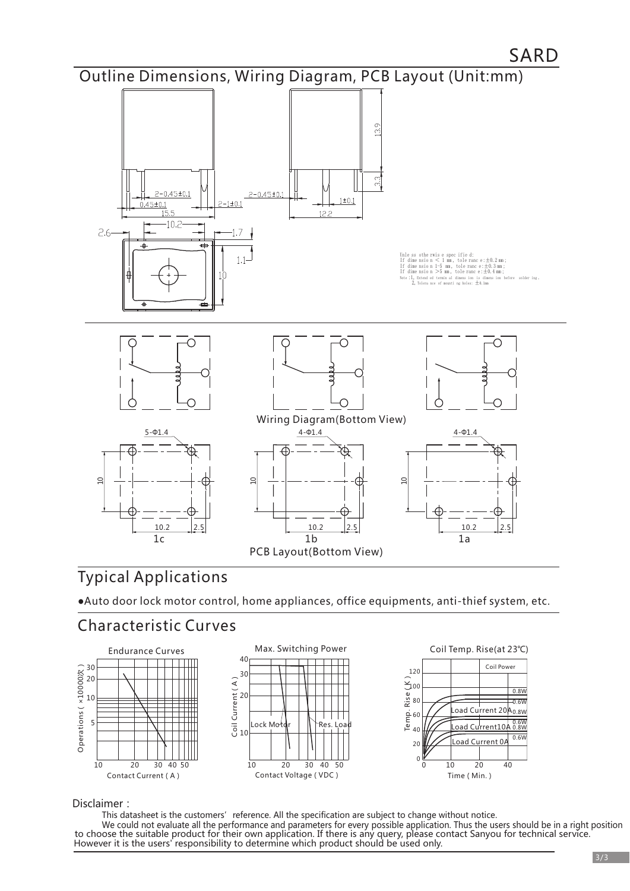SARD

## Outline Dimensions, Wiring Diagram, PCB Layout (Unit:mm)

2-0.45±0.1
0.45±0.1
15.5
2-1±0.1
2-0.45±0.1
1±0.1
12.2
13.9
3.3
2.6
10.2
1.7
1.1
10

Unless otherwise specified:
If dimension < 1 mm, tolerance: ±0.2 mm;
If dimension 1-5 mm, tolerance: ±0.3 mm;
If dimension >5 mm, tolerance: ±0.4 mm;
Note: 1. Extended terminal dimension is dimension before soldering.
2. Tolerance of mounting holes: ±0.1mm

Wiring Diagram(Bottom View)

5-Φ1.4
4-Φ1.4
4-Φ1.4
10
10.2
2.5
1c
1b
1a

PCB Layout(Bottom View)

## Typical Applications

- Auto door lock motor control, home appliances, office equipments, anti-thief system, etc.

## Characteristic Curves

Endurance Curves

Operations ( ×10000次 )
30
20
10
5
10 20 30 40 50
Contact Current ( A )

Max. Switching Power

Coil Current ( A )
40
30
20
10
Lock Motor
Res. Load
10 20 30 40 50
Contact Voltage ( VDC )

Coil Temp. Rise(at 23℃)

Temp. Rise ( K )
120
100
80
60
40
20
0
Coil Power
Load Current 20A
Load Current10A
Load Current 0A
0.8W
0.6W
0.8W
0.6W
0.8W
0.6W
0 10 20 40
Time ( Min. )

Disclaimer：

This datasheet is the customers' reference. All the specification are subject to change without notice.
We could not evaluate all the performance and parameters for every possible application. Thus the users should be in a right position to choose the suitable product for their own application. If there is any query, please contact Sanyou for technical service. However it is the users' responsibility to determine which product should be used only.